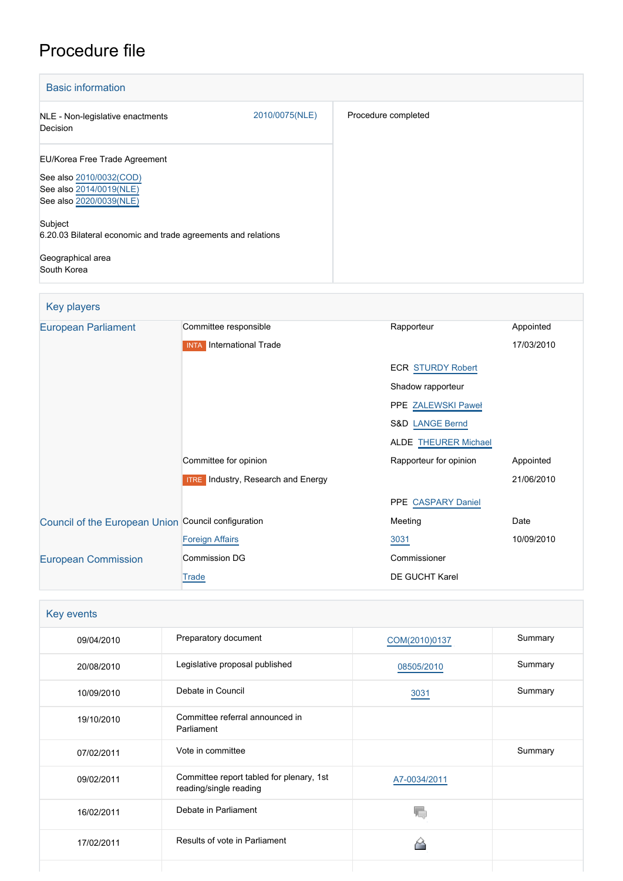# Procedure file

## Basic information

| | | |
|---|---|---|
| NLE - Non-legislative enactments<br>Decision | 2010/0075(NLE) | Procedure completed |
| EU/Korea Free Trade Agreement<br><br>See also 2010/0032(COD)<br>See also 2014/0019(NLE)<br>See also 2020/0039(NLE)<br><br>Subject<br>6.20.03 Bilateral economic and trade agreements and relations<br><br>Geographical area<br>South Korea | | |

## Key players

| | | | |
|---|---|---|---|
| European Parliament | Committee responsible | Rapporteur | Appointed |
| | INTA International Trade | | 17/03/2010 |
| | | ECR STURDY Robert | |
| | | Shadow rapporteur | |
| | | PPE ZALEWSKI Paweł | |
| | | S&D LANGE Bernd | |
| | | ALDE THEURER Michael | |
| | Committee for opinion | Rapporteur for opinion | Appointed |
| | ITRE Industry, Research and Energy | | 21/06/2010 |
| | | PPE CASPARY Daniel | |
| Council of the European Union | Council configuration | Meeting | Date |
| | Foreign Affairs | 3031 | 10/09/2010 |
| European Commission | Commission DG | Commissioner | |
| | Trade | DE GUCHT Karel | |

## Key events

| | | | |
|---|---|---|---|
| 09/04/2010 | Preparatory document | COM(2010)0137 | Summary |
| 20/08/2010 | Legislative proposal published | 08505/2010 | Summary |
| 10/09/2010 | Debate in Council | 3031 | Summary |
| 19/10/2010 | Committee referral announced in Parliament | | |
| 07/02/2011 | Vote in committee | | Summary |
| 09/02/2011 | Committee report tabled for plenary, 1st reading/single reading | A7-0034/2011 | |
| 16/02/2011 | Debate in Parliament | | |
| 17/02/2011 | Results of vote in Parliament | | |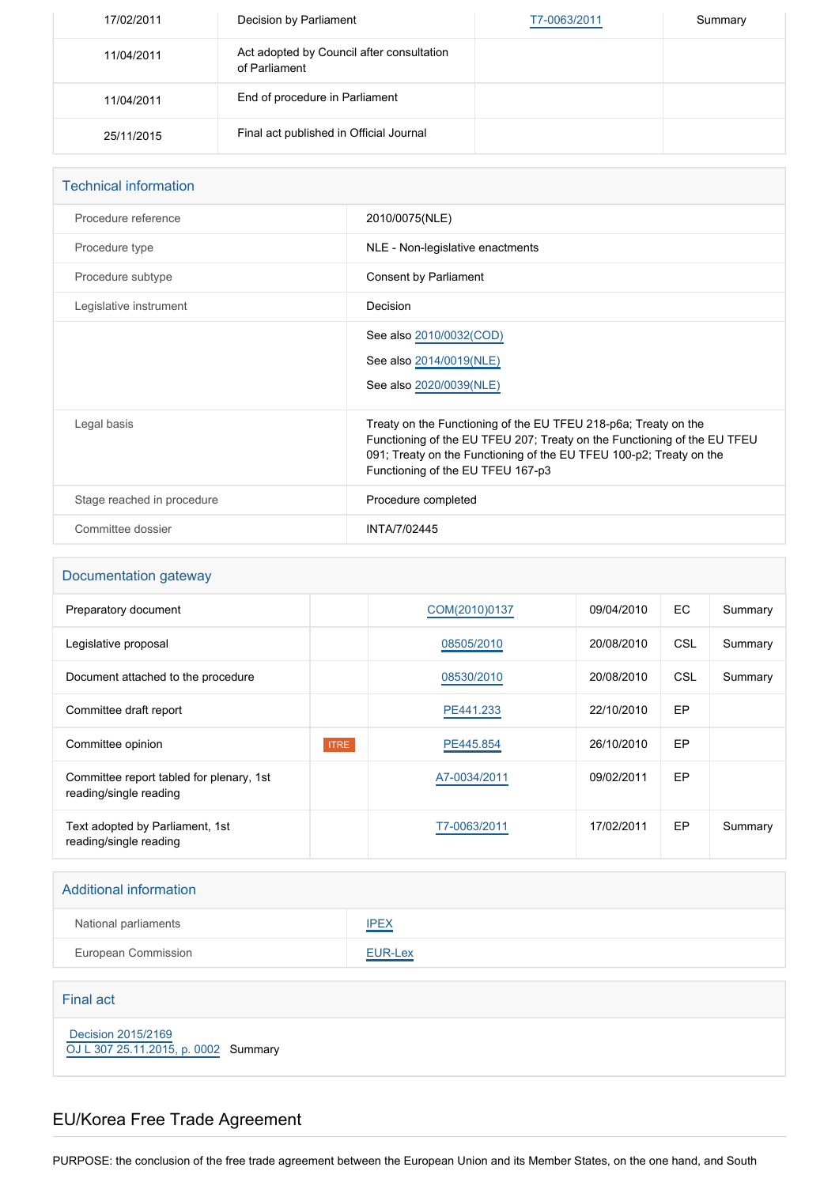| | | | |
|---|---|---|---|
| 17/02/2011 | Decision by Parliament | T7-0063/2011 | Summary |
| 11/04/2011 | Act adopted by Council after consultation of Parliament | | |
| 11/04/2011 | End of procedure in Parliament | | |
| 25/11/2015 | Final act published in Official Journal | | |

## Technical information

| | |
|---|---|
| Procedure reference | 2010/0075(NLE) |
| Procedure type | NLE - Non-legislative enactments |
| Procedure subtype | Consent by Parliament |
| Legislative instrument | Decision |
| | See also 2010/0032(COD)<br>See also 2014/0019(NLE)<br>See also 2020/0039(NLE) |
| Legal basis | Treaty on the Functioning of the EU TFEU 218-p6a; Treaty on the Functioning of the EU TFEU 207; Treaty on the Functioning of the EU TFEU 091; Treaty on the Functioning of the EU TFEU 100-p2; Treaty on the Functioning of the EU TFEU 167-p3 |
| Stage reached in procedure | Procedure completed |
| Committee dossier | INTA/7/02445 |

## Documentation gateway

| | | | | | |
|---|---|---|---|---|---|
| Preparatory document | | COM(2010)0137 | 09/04/2010 | EC | Summary |
| Legislative proposal | | 08505/2010 | 20/08/2010 | CSL | Summary |
| Document attached to the procedure | | 08530/2010 | 20/08/2010 | CSL | Summary |
| Committee draft report | | PE441.233 | 22/10/2010 | EP | |
| Committee opinion | ITRE | PE445.854 | 26/10/2010 | EP | |
| Committee report tabled for plenary, 1st reading/single reading | | A7-0034/2011 | 09/02/2011 | EP | |
| Text adopted by Parliament, 1st reading/single reading | | T7-0063/2011 | 17/02/2011 | EP | Summary |

## Additional information

| | |
|---|---|
| National parliaments | IPEX |
| European Commission | EUR-Lex |

## Final act

Decision 2015/2169
OJ L 307 25.11.2015, p. 0002 Summary

## EU/Korea Free Trade Agreement

PURPOSE: the conclusion of the free trade agreement between the European Union and its Member States, on the one hand, and South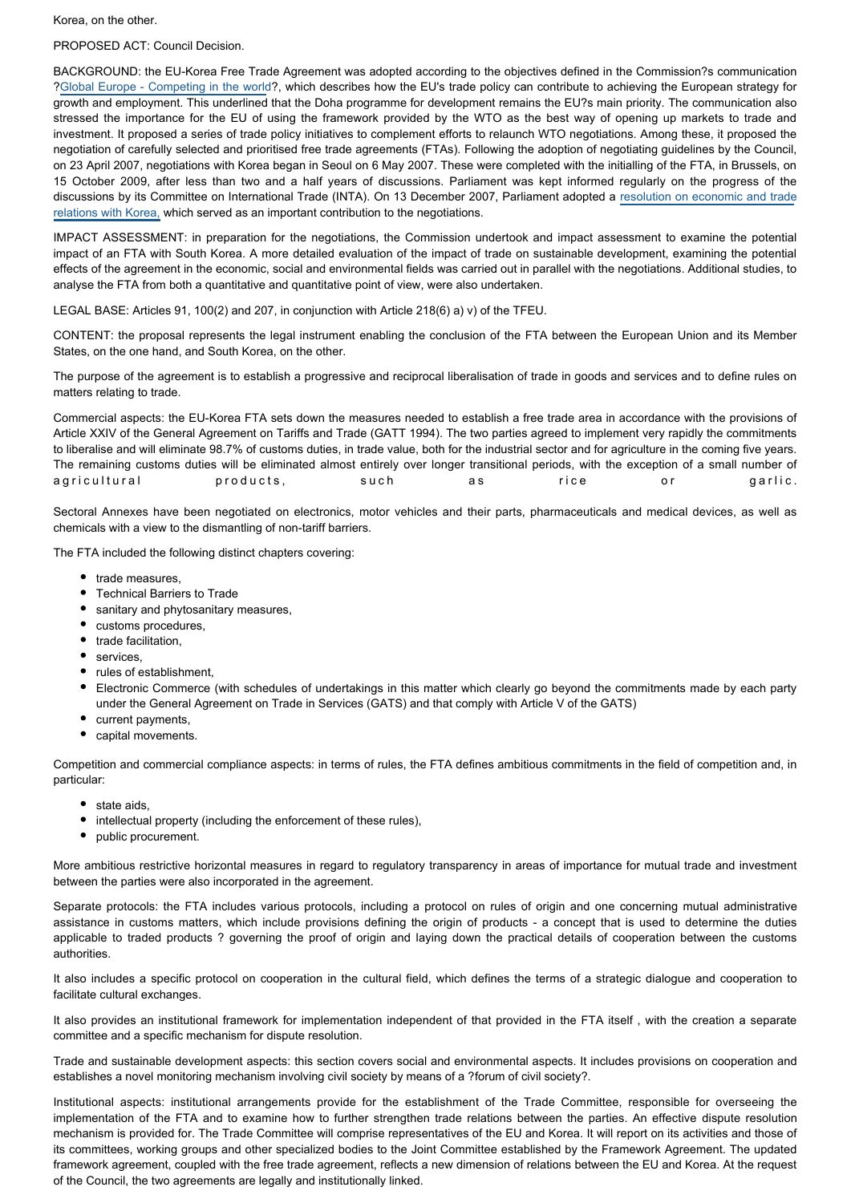Korea, on the other.

PROPOSED ACT: Council Decision.

BACKGROUND: the EU-Korea Free Trade Agreement was adopted according to the objectives defined in the Commission?s communication ?Global Europe - Competing in the world?, which describes how the EU's trade policy can contribute to achieving the European strategy for growth and employment. This underlined that the Doha programme for development remains the EU?s main priority. The communication also stressed the importance for the EU of using the framework provided by the WTO as the best way of opening up markets to trade and investment. It proposed a series of trade policy initiatives to complement efforts to relaunch WTO negotiations. Among these, it proposed the negotiation of carefully selected and prioritised free trade agreements (FTAs). Following the adoption of negotiating guidelines by the Council, on 23 April 2007, negotiations with Korea began in Seoul on 6 May 2007. These were completed with the initialling of the FTA, in Brussels, on 15 October 2009, after less than two and a half years of discussions. Parliament was kept informed regularly on the progress of the discussions by its Committee on International Trade (INTA). On 13 December 2007, Parliament adopted a resolution on economic and trade relations with Korea, which served as an important contribution to the negotiations.

IMPACT ASSESSMENT: in preparation for the negotiations, the Commission undertook and impact assessment to examine the potential impact of an FTA with South Korea. A more detailed evaluation of the impact of trade on sustainable development, examining the potential effects of the agreement in the economic, social and environmental fields was carried out in parallel with the negotiations. Additional studies, to analyse the FTA from both a quantitative and quantitative point of view, were also undertaken.

LEGAL BASE: Articles 91, 100(2) and 207, in conjunction with Article 218(6) a) v) of the TFEU.

CONTENT: the proposal represents the legal instrument enabling the conclusion of the FTA between the European Union and its Member States, on the one hand, and South Korea, on the other.

The purpose of the agreement is to establish a progressive and reciprocal liberalisation of trade in goods and services and to define rules on matters relating to trade.

Commercial aspects: the EU-Korea FTA sets down the measures needed to establish a free trade area in accordance with the provisions of Article XXIV of the General Agreement on Tariffs and Trade (GATT 1994). The two parties agreed to implement very rapidly the commitments to liberalise and will eliminate 98.7% of customs duties, in trade value, both for the industrial sector and for agriculture in the coming five years. The remaining customs duties will be eliminated almost entirely over longer transitional periods, with the exception of a small number of agricultural products, such as rice or garlic.

Sectoral Annexes have been negotiated on electronics, motor vehicles and their parts, pharmaceuticals and medical devices, as well as chemicals with a view to the dismantling of non-tariff barriers.

The FTA included the following distinct chapters covering:

- trade measures,
- Technical Barriers to Trade
- sanitary and phytosanitary measures,
- customs procedures,
- trade facilitation,
- services,
- rules of establishment,
- Electronic Commerce (with schedules of undertakings in this matter which clearly go beyond the commitments made by each party under the General Agreement on Trade in Services (GATS) and that comply with Article V of the GATS)
- current payments,
- capital movements.

Competition and commercial compliance aspects: in terms of rules, the FTA defines ambitious commitments in the field of competition and, in particular:

- state aids,
- intellectual property (including the enforcement of these rules),
- public procurement.

More ambitious restrictive horizontal measures in regard to regulatory transparency in areas of importance for mutual trade and investment between the parties were also incorporated in the agreement.

Separate protocols: the FTA includes various protocols, including a protocol on rules of origin and one concerning mutual administrative assistance in customs matters, which include provisions defining the origin of products - a concept that is used to determine the duties applicable to traded products ? governing the proof of origin and laying down the practical details of cooperation between the customs authorities.

It also includes a specific protocol on cooperation in the cultural field, which defines the terms of a strategic dialogue and cooperation to facilitate cultural exchanges.

It also provides an institutional framework for implementation independent of that provided in the FTA itself , with the creation a separate committee and a specific mechanism for dispute resolution.

Trade and sustainable development aspects: this section covers social and environmental aspects. It includes provisions on cooperation and establishes a novel monitoring mechanism involving civil society by means of a ?forum of civil society?.

Institutional aspects: institutional arrangements provide for the establishment of the Trade Committee, responsible for overseeing the implementation of the FTA and to examine how to further strengthen trade relations between the parties. An effective dispute resolution mechanism is provided for. The Trade Committee will comprise representatives of the EU and Korea. It will report on its activities and those of its committees, working groups and other specialized bodies to the Joint Committee established by the Framework Agreement. The updated framework agreement, coupled with the free trade agreement, reflects a new dimension of relations between the EU and Korea. At the request of the Council, the two agreements are legally and institutionally linked.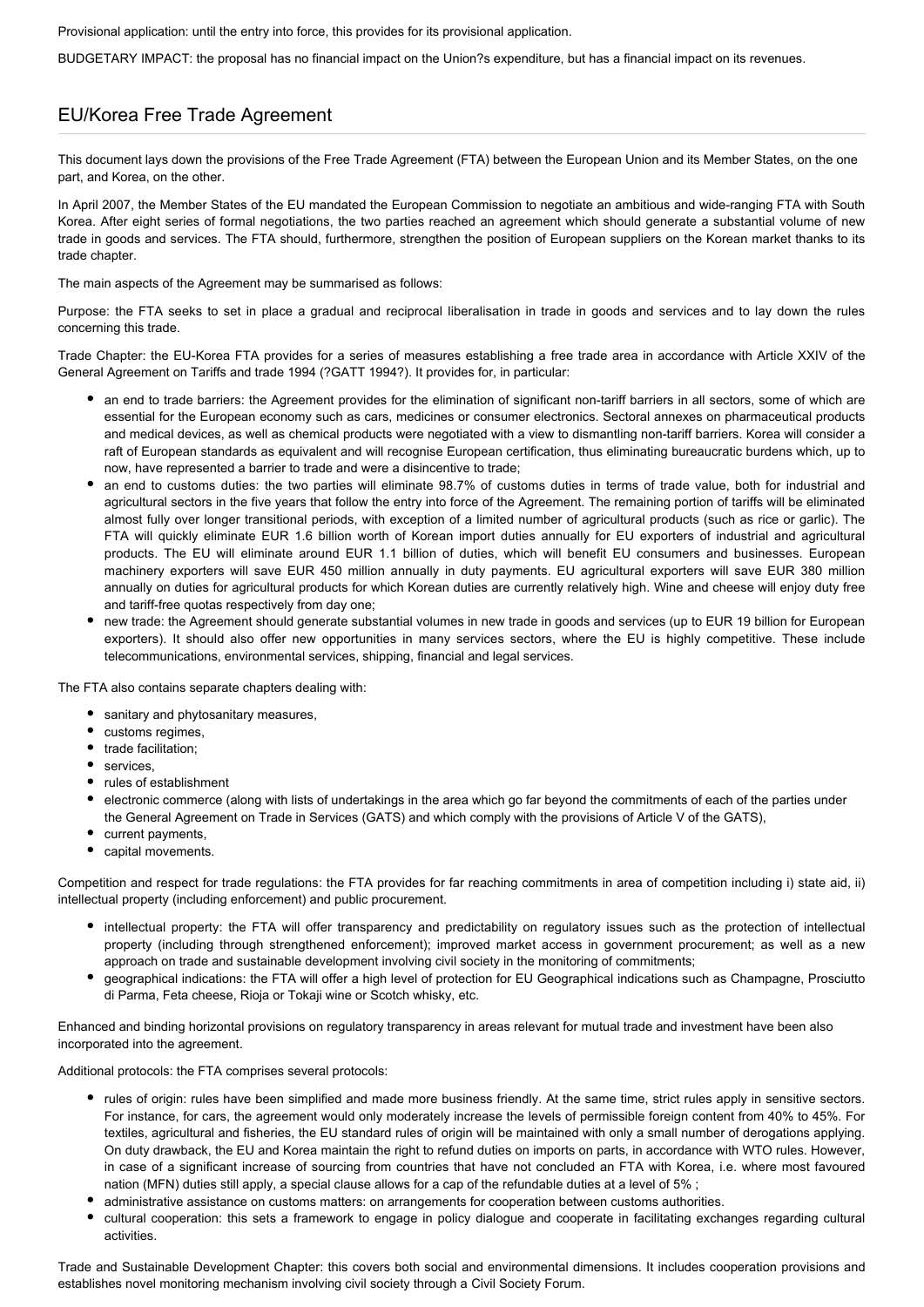Provisional application: until the entry into force, this provides for its provisional application.

BUDGETARY IMPACT: the proposal has no financial impact on the Union?s expenditure, but has a financial impact on its revenues.

## EU/Korea Free Trade Agreement

This document lays down the provisions of the Free Trade Agreement (FTA) between the European Union and its Member States, on the one part, and Korea, on the other.

In April 2007, the Member States of the EU mandated the European Commission to negotiate an ambitious and wide-ranging FTA with South Korea. After eight series of formal negotiations, the two parties reached an agreement which should generate a substantial volume of new trade in goods and services. The FTA should, furthermore, strengthen the position of European suppliers on the Korean market thanks to its trade chapter.

The main aspects of the Agreement may be summarised as follows:

Purpose: the FTA seeks to set in place a gradual and reciprocal liberalisation in trade in goods and services and to lay down the rules concerning this trade.

Trade Chapter: the EU-Korea FTA provides for a series of measures establishing a free trade area in accordance with Article XXIV of the General Agreement on Tariffs and trade 1994 (?GATT 1994?). It provides for, in particular:

- an end to trade barriers: the Agreement provides for the elimination of significant non-tariff barriers in all sectors, some of which are essential for the European economy such as cars, medicines or consumer electronics. Sectoral annexes on pharmaceutical products and medical devices, as well as chemical products were negotiated with a view to dismantling non-tariff barriers. Korea will consider a raft of European standards as equivalent and will recognise European certification, thus eliminating bureaucratic burdens which, up to now, have represented a barrier to trade and were a disincentive to trade;
- an end to customs duties: the two parties will eliminate 98.7% of customs duties in terms of trade value, both for industrial and agricultural sectors in the five years that follow the entry into force of the Agreement. The remaining portion of tariffs will be eliminated almost fully over longer transitional periods, with exception of a limited number of agricultural products (such as rice or garlic). The FTA will quickly eliminate EUR 1.6 billion worth of Korean import duties annually for EU exporters of industrial and agricultural products. The EU will eliminate around EUR 1.1 billion of duties, which will benefit EU consumers and businesses. European machinery exporters will save EUR 450 million annually in duty payments. EU agricultural exporters will save EUR 380 million annually on duties for agricultural products for which Korean duties are currently relatively high. Wine and cheese will enjoy duty free and tariff-free quotas respectively from day one;
- new trade: the Agreement should generate substantial volumes in new trade in goods and services (up to EUR 19 billion for European exporters). It should also offer new opportunities in many services sectors, where the EU is highly competitive. These include telecommunications, environmental services, shipping, financial and legal services.

The FTA also contains separate chapters dealing with:

- sanitary and phytosanitary measures,
- customs regimes,
- trade facilitation;
- services,
- rules of establishment
- electronic commerce (along with lists of undertakings in the area which go far beyond the commitments of each of the parties under the General Agreement on Trade in Services (GATS) and which comply with the provisions of Article V of the GATS),
- current payments,
- capital movements.

Competition and respect for trade regulations: the FTA provides for far reaching commitments in area of competition including i) state aid, ii) intellectual property (including enforcement) and public procurement.

- intellectual property: the FTA will offer transparency and predictability on regulatory issues such as the protection of intellectual property (including through strengthened enforcement); improved market access in government procurement; as well as a new approach on trade and sustainable development involving civil society in the monitoring of commitments;
- geographical indications: the FTA will offer a high level of protection for EU Geographical indications such as Champagne, Prosciutto di Parma, Feta cheese, Rioja or Tokaji wine or Scotch whisky, etc.

Enhanced and binding horizontal provisions on regulatory transparency in areas relevant for mutual trade and investment have been also incorporated into the agreement.

Additional protocols: the FTA comprises several protocols:

- rules of origin: rules have been simplified and made more business friendly. At the same time, strict rules apply in sensitive sectors. For instance, for cars, the agreement would only moderately increase the levels of permissible foreign content from 40% to 45%. For textiles, agricultural and fisheries, the EU standard rules of origin will be maintained with only a small number of derogations applying. On duty drawback, the EU and Korea maintain the right to refund duties on imports on parts, in accordance with WTO rules. However, in case of a significant increase of sourcing from countries that have not concluded an FTA with Korea, i.e. where most favoured nation (MFN) duties still apply, a special clause allows for a cap of the refundable duties at a level of 5% ;
- administrative assistance on customs matters: on arrangements for cooperation between customs authorities.
- cultural cooperation: this sets a framework to engage in policy dialogue and cooperate in facilitating exchanges regarding cultural activities.

Trade and Sustainable Development Chapter: this covers both social and environmental dimensions. It includes cooperation provisions and establishes novel monitoring mechanism involving civil society through a Civil Society Forum.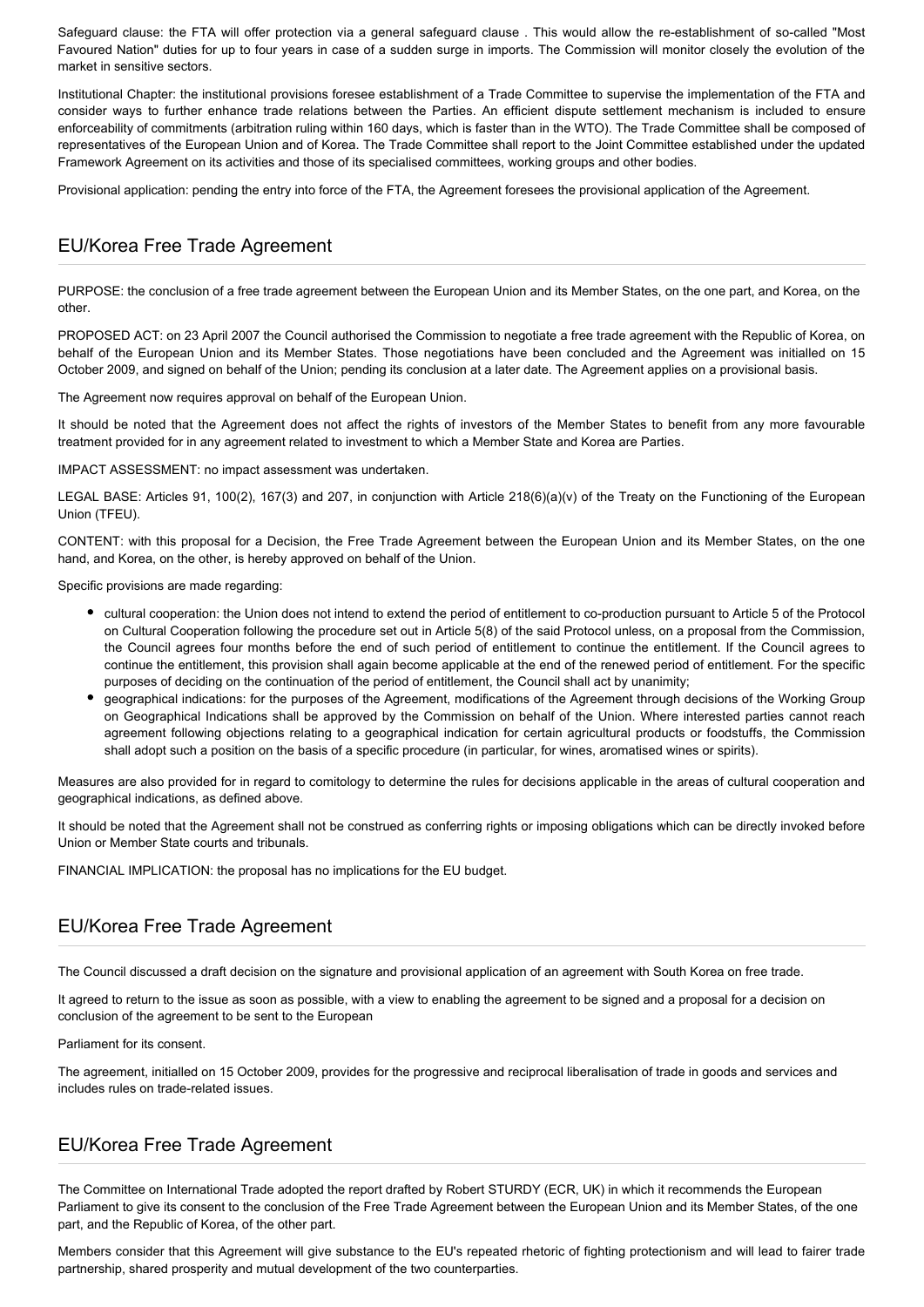Safeguard clause: the FTA will offer protection via a general safeguard clause . This would allow the re-establishment of so-called "Most Favoured Nation" duties for up to four years in case of a sudden surge in imports. The Commission will monitor closely the evolution of the market in sensitive sectors.

Institutional Chapter: the institutional provisions foresee establishment of a Trade Committee to supervise the implementation of the FTA and consider ways to further enhance trade relations between the Parties. An efficient dispute settlement mechanism is included to ensure enforceability of commitments (arbitration ruling within 160 days, which is faster than in the WTO). The Trade Committee shall be composed of representatives of the European Union and of Korea. The Trade Committee shall report to the Joint Committee established under the updated Framework Agreement on its activities and those of its specialised committees, working groups and other bodies.

Provisional application: pending the entry into force of the FTA, the Agreement foresees the provisional application of the Agreement.

## EU/Korea Free Trade Agreement

PURPOSE: the conclusion of a free trade agreement between the European Union and its Member States, on the one part, and Korea, on the other.

PROPOSED ACT: on 23 April 2007 the Council authorised the Commission to negotiate a free trade agreement with the Republic of Korea, on behalf of the European Union and its Member States. Those negotiations have been concluded and the Agreement was initialled on 15 October 2009, and signed on behalf of the Union; pending its conclusion at a later date. The Agreement applies on a provisional basis.

The Agreement now requires approval on behalf of the European Union.

It should be noted that the Agreement does not affect the rights of investors of the Member States to benefit from any more favourable treatment provided for in any agreement related to investment to which a Member State and Korea are Parties.

IMPACT ASSESSMENT: no impact assessment was undertaken.

LEGAL BASE: Articles 91, 100(2), 167(3) and 207, in conjunction with Article 218(6)(a)(v) of the Treaty on the Functioning of the European Union (TFEU).

CONTENT: with this proposal for a Decision, the Free Trade Agreement between the European Union and its Member States, on the one hand, and Korea, on the other, is hereby approved on behalf of the Union.

Specific provisions are made regarding:

- cultural cooperation: the Union does not intend to extend the period of entitlement to co-production pursuant to Article 5 of the Protocol on Cultural Cooperation following the procedure set out in Article 5(8) of the said Protocol unless, on a proposal from the Commission, the Council agrees four months before the end of such period of entitlement to continue the entitlement. If the Council agrees to continue the entitlement, this provision shall again become applicable at the end of the renewed period of entitlement. For the specific purposes of deciding on the continuation of the period of entitlement, the Council shall act by unanimity;
- geographical indications: for the purposes of the Agreement, modifications of the Agreement through decisions of the Working Group on Geographical Indications shall be approved by the Commission on behalf of the Union. Where interested parties cannot reach agreement following objections relating to a geographical indication for certain agricultural products or foodstuffs, the Commission shall adopt such a position on the basis of a specific procedure (in particular, for wines, aromatised wines or spirits).

Measures are also provided for in regard to comitology to determine the rules for decisions applicable in the areas of cultural cooperation and geographical indications, as defined above.

It should be noted that the Agreement shall not be construed as conferring rights or imposing obligations which can be directly invoked before Union or Member State courts and tribunals.

FINANCIAL IMPLICATION: the proposal has no implications for the EU budget.

## EU/Korea Free Trade Agreement

The Council discussed a draft decision on the signature and provisional application of an agreement with South Korea on free trade.

It agreed to return to the issue as soon as possible, with a view to enabling the agreement to be signed and a proposal for a decision on conclusion of the agreement to be sent to the European

Parliament for its consent.

The agreement, initialled on 15 October 2009, provides for the progressive and reciprocal liberalisation of trade in goods and services and includes rules on trade-related issues.

## EU/Korea Free Trade Agreement

The Committee on International Trade adopted the report drafted by Robert STURDY (ECR, UK) in which it recommends the European Parliament to give its consent to the conclusion of the Free Trade Agreement between the European Union and its Member States, of the one part, and the Republic of Korea, of the other part.

Members consider that this Agreement will give substance to the EU's repeated rhetoric of fighting protectionism and will lead to fairer trade partnership, shared prosperity and mutual development of the two counterparties.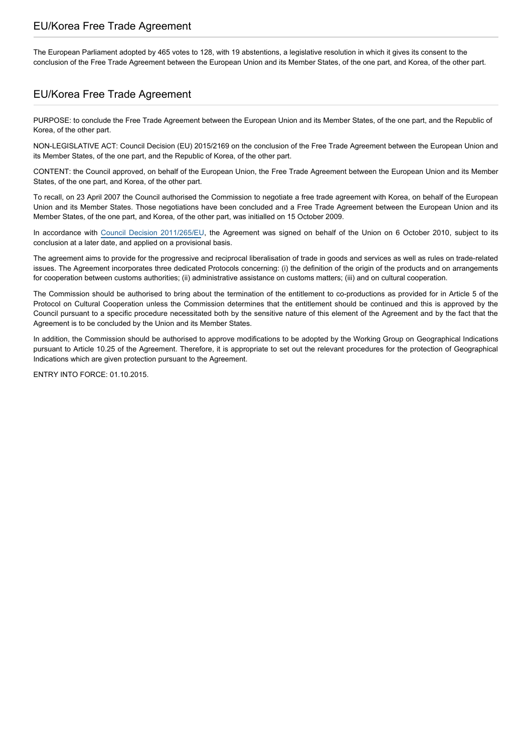## EU/Korea Free Trade Agreement

The European Parliament adopted by 465 votes to 128, with 19 abstentions, a legislative resolution in which it gives its consent to the conclusion of the Free Trade Agreement between the European Union and its Member States, of the one part, and Korea, of the other part.

## EU/Korea Free Trade Agreement

PURPOSE: to conclude the Free Trade Agreement between the European Union and its Member States, of the one part, and the Republic of Korea, of the other part.

NON-LEGISLATIVE ACT: Council Decision (EU) 2015/2169 on the conclusion of the Free Trade Agreement between the European Union and its Member States, of the one part, and the Republic of Korea, of the other part.

CONTENT: the Council approved, on behalf of the European Union, the Free Trade Agreement between the European Union and its Member States, of the one part, and Korea, of the other part.

To recall, on 23 April 2007 the Council authorised the Commission to negotiate a free trade agreement with Korea, on behalf of the European Union and its Member States. Those negotiations have been concluded and a Free Trade Agreement between the European Union and its Member States, of the one part, and Korea, of the other part, was initialled on 15 October 2009.

In accordance with Council Decision 2011/265/EU, the Agreement was signed on behalf of the Union on 6 October 2010, subject to its conclusion at a later date, and applied on a provisional basis.

The agreement aims to provide for the progressive and reciprocal liberalisation of trade in goods and services as well as rules on trade-related issues. The Agreement incorporates three dedicated Protocols concerning: (i) the definition of the origin of the products and on arrangements for cooperation between customs authorities; (ii) administrative assistance on customs matters; (iii) and on cultural cooperation.

The Commission should be authorised to bring about the termination of the entitlement to co-productions as provided for in Article 5 of the Protocol on Cultural Cooperation unless the Commission determines that the entitlement should be continued and this is approved by the Council pursuant to a specific procedure necessitated both by the sensitive nature of this element of the Agreement and by the fact that the Agreement is to be concluded by the Union and its Member States.

In addition, the Commission should be authorised to approve modifications to be adopted by the Working Group on Geographical Indications pursuant to Article 10.25 of the Agreement. Therefore, it is appropriate to set out the relevant procedures for the protection of Geographical Indications which are given protection pursuant to the Agreement.

ENTRY INTO FORCE: 01.10.2015.